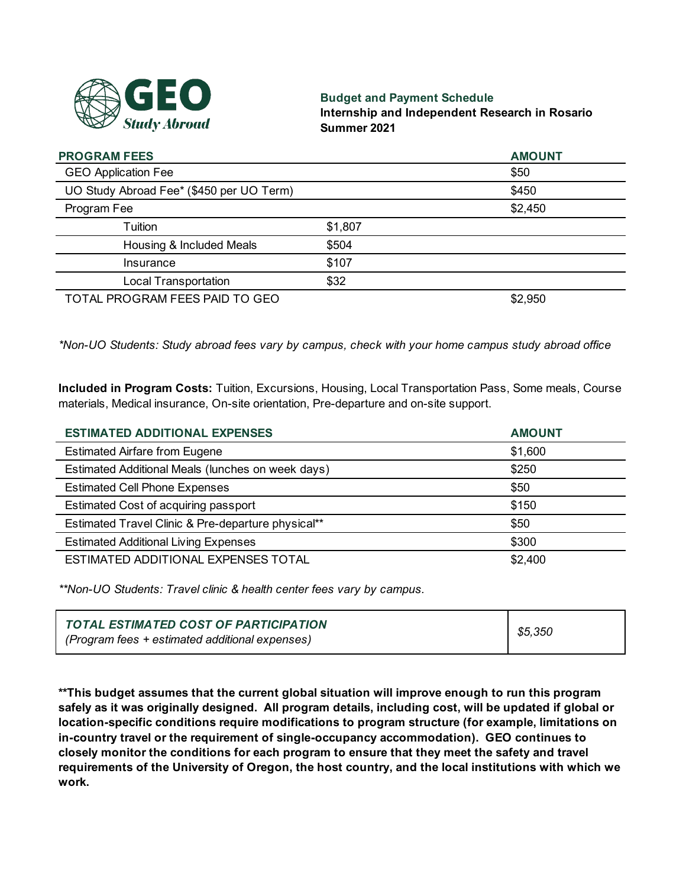GEO Study Abroad

## Budget and Payment Schedule

**Internship and Independent Research in Rosario**
**Summer 2021**

| PROGRAM FEES | | AMOUNT |
|---|---|---|
| GEO Application Fee | | $50 |
| UO Study Abroad Fee* ($450 per UO Term) | | $450 |
| Program Fee | | $2,450 |
| Tuition | $1,807 | |
| Housing & Included Meals | $504 | |
| Insurance | $107 | |
| Local Transportation | $32 | |
| TOTAL PROGRAM FEES PAID TO GEO | | $2,950 |

*\*Non-UO Students: Study abroad fees vary by campus, check with your home campus study abroad office*

**Included in Program Costs:** Tuition, Excursions, Housing, Local Transportation Pass, Some meals, Course materials, Medical insurance, On-site orientation, Pre-departure and on-site support.

| ESTIMATED ADDITIONAL EXPENSES | AMOUNT |
|---|---|
| Estimated Airfare from Eugene | $1,600 |
| Estimated Additional Meals (lunches on week days) | $250 |
| Estimated Cell Phone Expenses | $50 |
| Estimated Cost of acquiring passport | $150 |
| Estimated Travel Clinic & Pre-departure physical** | $50 |
| Estimated Additional Living Expenses | $300 |
| ESTIMATED ADDITIONAL EXPENSES TOTAL | $2,400 |

*\*\*Non-UO Students: Travel clinic & health center fees vary by campus.*

| ***TOTAL ESTIMATED COST OF PARTICIPATION*** *(Program fees + estimated additional expenses)* | *$5,350* |
|---|---|

**\*\*This budget assumes that the current global situation will improve enough to run this program safely as it was originally designed. All program details, including cost, will be updated if global or location-specific conditions require modifications to program structure (for example, limitations on in-country travel or the requirement of single-occupancy accommodation). GEO continues to closely monitor the conditions for each program to ensure that they meet the safety and travel requirements of the University of Oregon, the host country, and the local institutions with which we work.**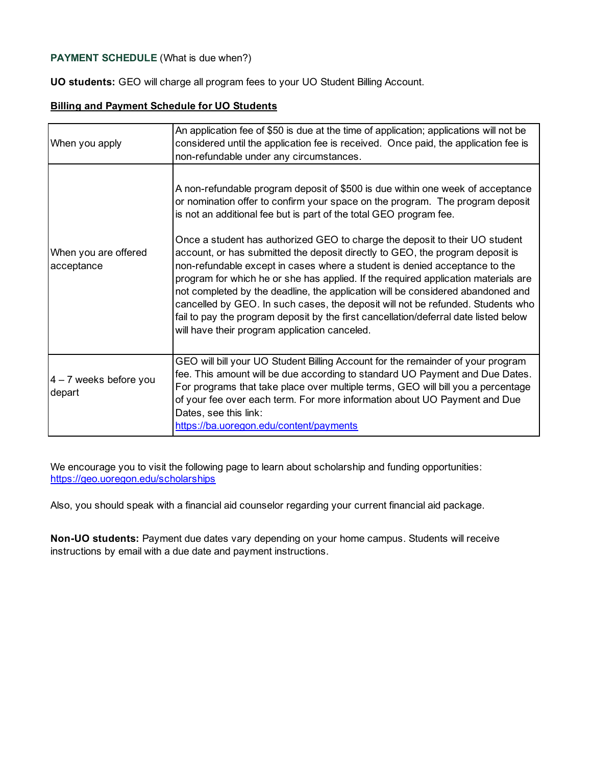**PAYMENT SCHEDULE** (What is due when?)

**UO students:** GEO will charge all program fees to your UO Student Billing Account.

**Billing and Payment Schedule for UO Students**

| | |
|---|---|
| When you apply | An application fee of $50 is due at the time of application; applications will not be considered until the application fee is received. Once paid, the application fee is non-refundable under any circumstances. |
| When you are offered acceptance | A non-refundable program deposit of $500 is due within one week of acceptance or nomination offer to confirm your space on the program. The program deposit is not an additional fee but is part of the total GEO program fee.<br><br>Once a student has authorized GEO to charge the deposit to their UO student account, or has submitted the deposit directly to GEO, the program deposit is non-refundable except in cases where a student is denied acceptance to the program for which he or she has applied. If the required application materials are not completed by the deadline, the application will be considered abandoned and cancelled by GEO. In such cases, the deposit will not be refunded. Students who fail to pay the program deposit by the first cancellation/deferral date listed below will have their program application canceled. |
| 4 – 7 weeks before you depart | GEO will bill your UO Student Billing Account for the remainder of your program fee. This amount will be due according to standard UO Payment and Due Dates. For programs that take place over multiple terms, GEO will bill you a percentage of your fee over each term. For more information about UO Payment and Due Dates, see this link: [https://ba.uoregon.edu/content/payments](https://ba.uoregon.edu/content/payments) |

We encourage you to visit the following page to learn about scholarship and funding opportunities: [https://geo.uoregon.edu/scholarships](https://geo.uoregon.edu/scholarships)

Also, you should speak with a financial aid counselor regarding your current financial aid package.

**Non-UO students:** Payment due dates vary depending on your home campus. Students will receive instructions by email with a due date and payment instructions.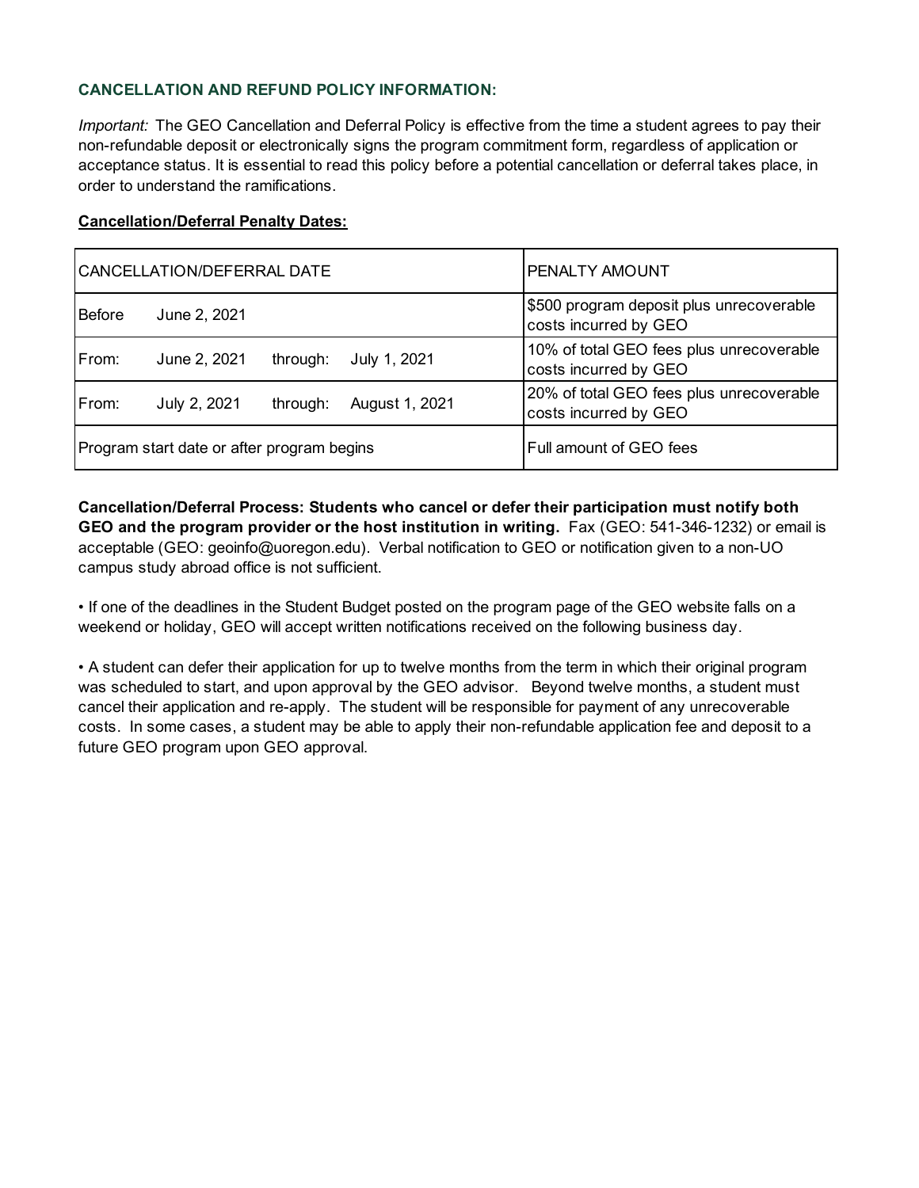### CANCELLATION AND REFUND POLICY INFORMATION:

*Important:* The GEO Cancellation and Deferral Policy is effective from the time a student agrees to pay their non-refundable deposit or electronically signs the program commitment form, regardless of application or acceptance status. It is essential to read this policy before a potential cancellation or deferral takes place, in order to understand the ramifications.

**Cancellation/Deferral Penalty Dates:**

| CANCELLATION/DEFERRAL DATE | PENALTY AMOUNT |
|---|---|
| Before June 2, 2021 | $500 program deposit plus unrecoverable costs incurred by GEO |
| From: June 2, 2021 through: July 1, 2021 | 10% of total GEO fees plus unrecoverable costs incurred by GEO |
| From: July 2, 2021 through: August 1, 2021 | 20% of total GEO fees plus unrecoverable costs incurred by GEO |
| Program start date or after program begins | Full amount of GEO fees |

**Cancellation/Deferral Process: Students who cancel or defer their participation must notify both GEO and the program provider or the host institution in writing.** Fax (GEO: 541-346-1232) or email is acceptable (GEO: geoinfo@uoregon.edu). Verbal notification to GEO or notification given to a non-UO campus study abroad office is not sufficient.

- If one of the deadlines in the Student Budget posted on the program page of the GEO website falls on a weekend or holiday, GEO will accept written notifications received on the following business day.

- A student can defer their application for up to twelve months from the term in which their original program was scheduled to start, and upon approval by the GEO advisor. Beyond twelve months, a student must cancel their application and re-apply. The student will be responsible for payment of any unrecoverable costs. In some cases, a student may be able to apply their non-refundable application fee and deposit to a future GEO program upon GEO approval.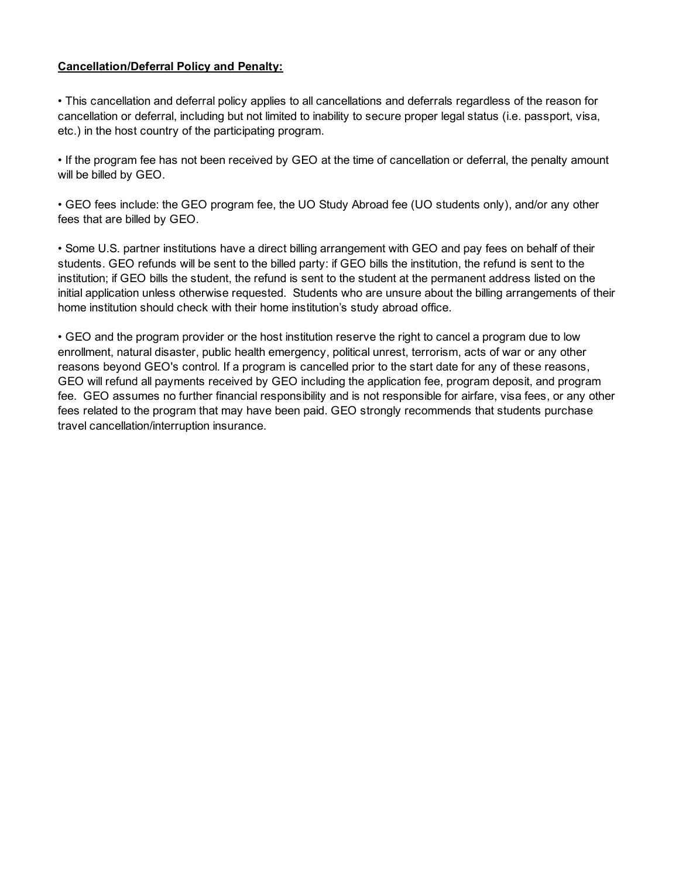**Cancellation/Deferral Policy and Penalty:**

- This cancellation and deferral policy applies to all cancellations and deferrals regardless of the reason for cancellation or deferral, including but not limited to inability to secure proper legal status (i.e. passport, visa, etc.) in the host country of the participating program.

- If the program fee has not been received by GEO at the time of cancellation or deferral, the penalty amount will be billed by GEO.

- GEO fees include: the GEO program fee, the UO Study Abroad fee (UO students only), and/or any other fees that are billed by GEO.

- Some U.S. partner institutions have a direct billing arrangement with GEO and pay fees on behalf of their students. GEO refunds will be sent to the billed party: if GEO bills the institution, the refund is sent to the institution; if GEO bills the student, the refund is sent to the student at the permanent address listed on the initial application unless otherwise requested. Students who are unsure about the billing arrangements of their home institution should check with their home institution's study abroad office.

- GEO and the program provider or the host institution reserve the right to cancel a program due to low enrollment, natural disaster, public health emergency, political unrest, terrorism, acts of war or any other reasons beyond GEO's control. If a program is cancelled prior to the start date for any of these reasons, GEO will refund all payments received by GEO including the application fee, program deposit, and program fee. GEO assumes no further financial responsibility and is not responsible for airfare, visa fees, or any other fees related to the program that may have been paid. GEO strongly recommends that students purchase travel cancellation/interruption insurance.